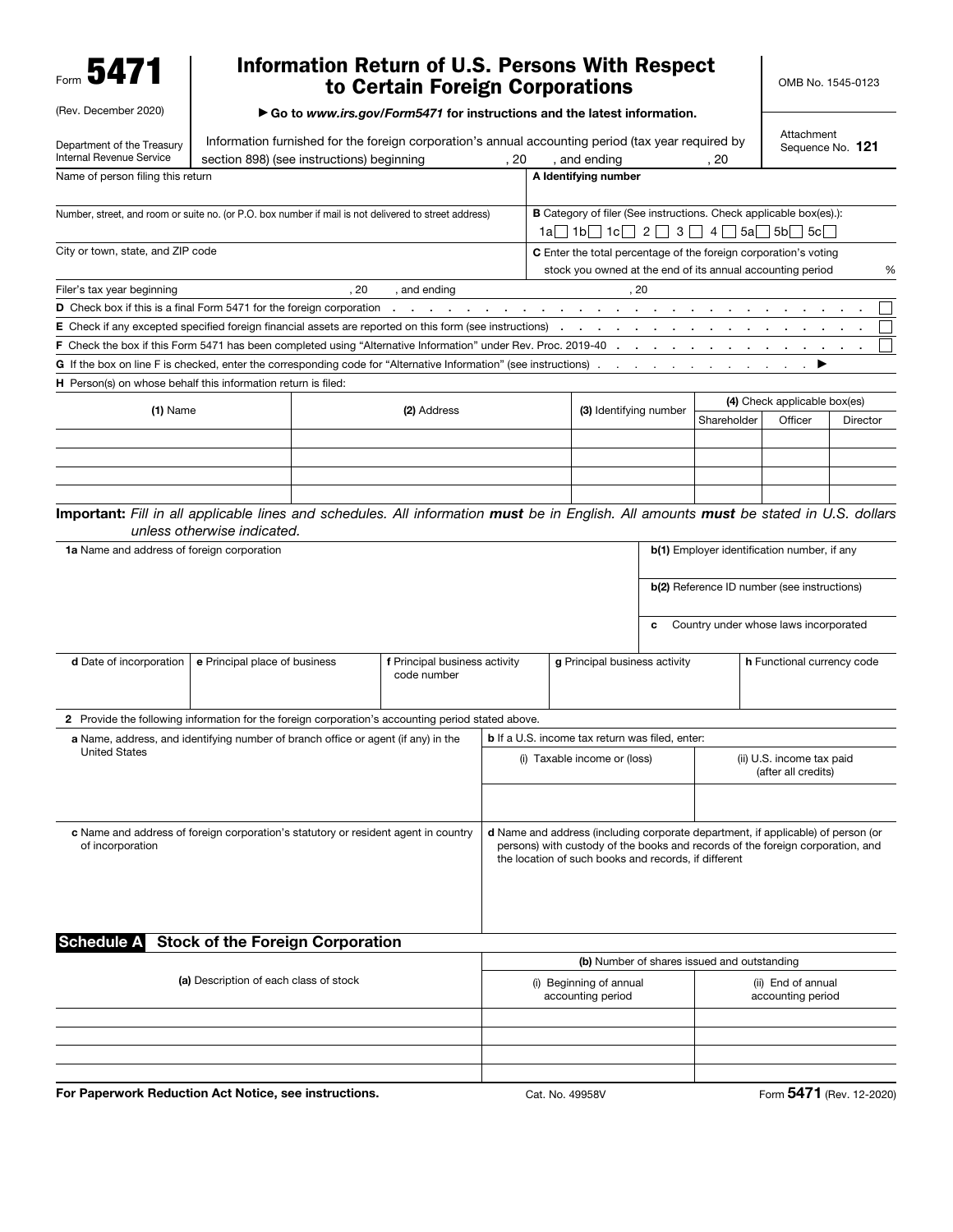Form **5471**

(Rev. December 2020)

Department of the Treasury
Internal Revenue Service

# Information Return of U.S. Persons With Respect to Certain Foreign Corporations

▶ Go to *www.irs.gov/Form5471* for instructions and the latest information.

OMB No. 1545-0123

Attachment Sequence No. **121**

Information furnished for the foreign corporation's annual accounting period (tax year required by section 898) (see instructions) beginning , 20 , and ending , 20

| Name of person filing this return | **A** Identifying number |
|---|---|
| Number, street, and room or suite no. (or P.O. box number if mail is not delivered to street address) | **B** Category of filer (See instructions. Check applicable box(es).): 1a ☐ 1b ☐ 1c ☐ 2 ☐ 3 ☐ 4 ☐ 5a ☐ 5b ☐ 5c ☐ |
| City or town, state, and ZIP code | **C** Enter the total percentage of the foreign corporation's voting stock you owned at the end of its annual accounting period % |

Filer's tax year beginning , 20 , and ending , 20

**D** Check box if this is a final Form 5471 for the foreign corporation ☐

**E** Check if any excepted specified foreign financial assets are reported on this form (see instructions) ☐

**F** Check the box if this Form 5471 has been completed using "Alternative Information" under Rev. Proc. 2019-40 ☐

**G** If the box on line F is checked, enter the corresponding code for "Alternative Information" (see instructions) ▶

**H** Person(s) on whose behalf this information return is filed:

| **(1)** Name | **(2)** Address | **(3)** Identifying number | **(4)** Check applicable box(es) | | |
|---|---|---|---|---|---|
| | | | Shareholder | Officer | Director |
| | | | | | |
| | | | | | |
| | | | | | |
| | | | | | |

**Important:** *Fill in all applicable lines and schedules. All information **must** be in English. All amounts **must** be stated in U.S. dollars unless otherwise indicated.*

| **1a** Name and address of foreign corporation | **b(1)** Employer identification number, if any |
|---|---|
| | **b(2)** Reference ID number (see instructions) |
| | **c** Country under whose laws incorporated |

| **d** Date of incorporation | **e** Principal place of business | **f** Principal business activity code number | **g** Principal business activity | **h** Functional currency code |
|---|---|---|---|---|
| | | | | |

**2** Provide the following information for the foreign corporation's accounting period stated above.

| **a** Name, address, and identifying number of branch office or agent (if any) in the United States | **b** If a U.S. income tax return was filed, enter: | |
|---|---|---|
| | (i) Taxable income or (loss) | (ii) U.S. income tax paid (after all credits) |
| | | |

| **c** Name and address of foreign corporation's statutory or resident agent in country of incorporation | **d** Name and address (including corporate department, if applicable) of person (or persons) with custody of the books and records of the foreign corporation, and the location of such books and records, if different |
|---|---|
| | |

## Schedule A Stock of the Foreign Corporation

| **(a)** Description of each class of stock | **(b)** Number of shares issued and outstanding | |
|---|---|---|
| | (i) Beginning of annual accounting period | (ii) End of annual accounting period |
| | | |
| | | |
| | | |
| | | |

**For Paperwork Reduction Act Notice, see instructions.** Cat. No. 49958V Form **5471** (Rev. 12-2020)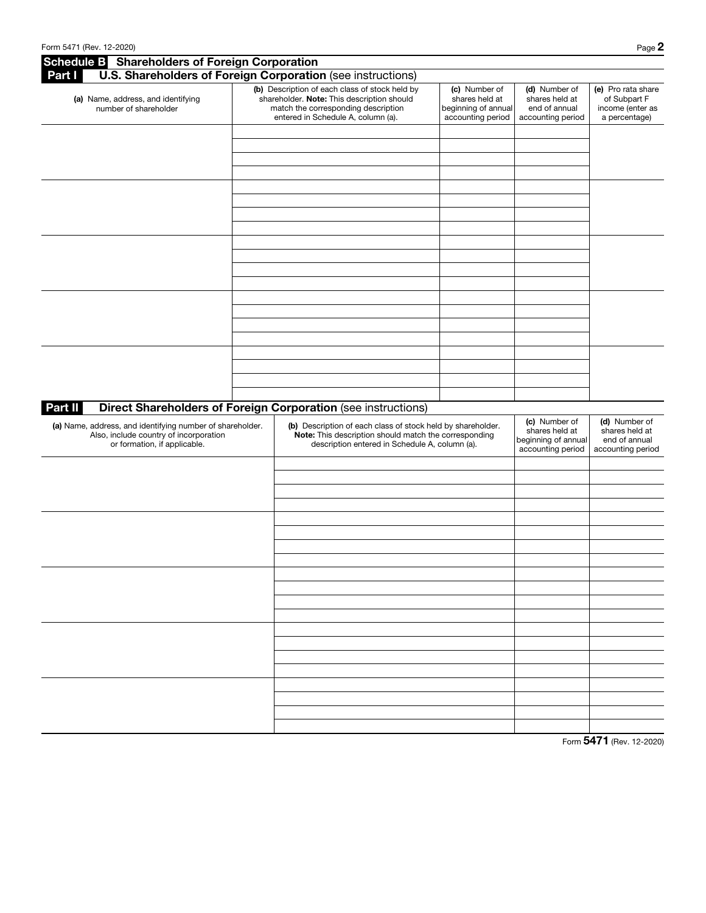## Schedule B Shareholders of Foreign Corporation

### Part I U.S. Shareholders of Foreign Corporation (see instructions)

| (a) Name, address, and identifying number of shareholder | (b) Description of each class of stock held by shareholder. **Note:** This description should match the corresponding description entered in Schedule A, column (a). | (c) Number of shares held at beginning of annual accounting period | (d) Number of shares held at end of annual accounting period | (e) Pro rata share of Subpart F income (enter as a percentage) |
|---|---|---|---|---|
| | | | | |
| | | | | |
| | | | | |
| | | | | |
| | | | | |
| | | | | |
| | | | | |
| | | | | |
| | | | | |
| | | | | |
| | | | | |
| | | | | |
| | | | | |
| | | | | |
| | | | | |
| | | | | |
| | | | | |
| | | | | |
| | | | | |
| | | | | |

### Part II Direct Shareholders of Foreign Corporation (see instructions)

| (a) Name, address, and identifying number of shareholder. Also, include country of incorporation or formation, if applicable. | (b) Description of each class of stock held by shareholder. **Note:** This description should match the corresponding description entered in Schedule A, column (a). | (c) Number of shares held at beginning of annual accounting period | (d) Number of shares held at end of annual accounting period |
|---|---|---|---|
| | | | |
| | | | |
| | | | |
| | | | |
| | | | |
| | | | |
| | | | |
| | | | |
| | | | |
| | | | |
| | | | |
| | | | |
| | | | |
| | | | |
| | | | |
| | | | |
| | | | |
| | | | |
| | | | |
| | | | |

Form **5471** (Rev. 12-2020)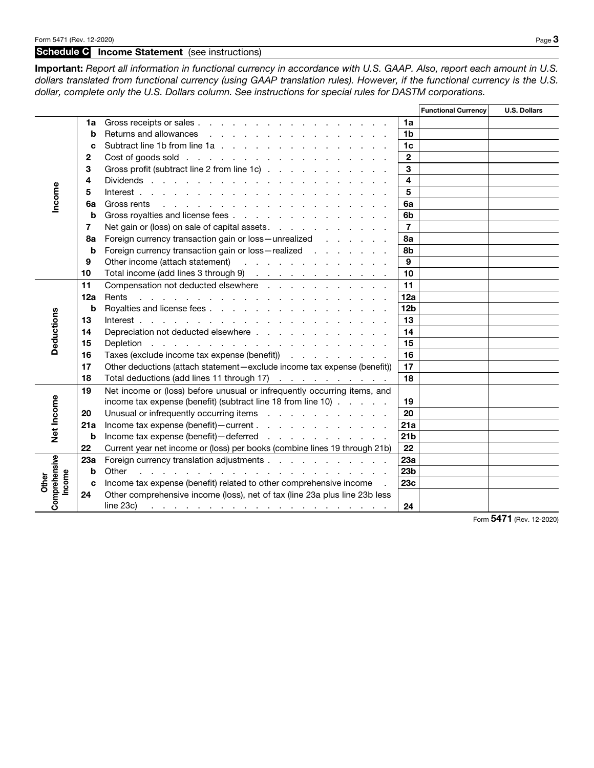## Schedule C Income Statement (see instructions)

**Important:** *Report all information in functional currency in accordance with U.S. GAAP. Also, report each amount in U.S. dollars translated from functional currency (using GAAP translation rules). However, if the functional currency is the U.S. dollar, complete only the U.S. Dollars column. See instructions for special rules for DASTM corporations.*

| Section | Line | Description | Line | Functional Currency | U.S. Dollars |
|---|---|---|---|---|---|
| Income | 1a | Gross receipts or sales | 1a | | |
| | b | Returns and allowances | 1b | | |
| | c | Subtract line 1b from line 1a | 1c | | |
| | 2 | Cost of goods sold | 2 | | |
| | 3 | Gross profit (subtract line 2 from line 1c) | 3 | | |
| | 4 | Dividends | 4 | | |
| | 5 | Interest | 5 | | |
| | 6a | Gross rents | 6a | | |
| | b | Gross royalties and license fees | 6b | | |
| | 7 | Net gain or (loss) on sale of capital assets | 7 | | |
| | 8a | Foreign currency transaction gain or loss—unrealized | 8a | | |
| | b | Foreign currency transaction gain or loss—realized | 8b | | |
| | 9 | Other income (attach statement) | 9 | | |
| | 10 | Total income (add lines 3 through 9) | 10 | | |
| Deductions | 11 | Compensation not deducted elsewhere | 11 | | |
| | 12a | Rents | 12a | | |
| | b | Royalties and license fees | 12b | | |
| | 13 | Interest | 13 | | |
| | 14 | Depreciation not deducted elsewhere | 14 | | |
| | 15 | Depletion | 15 | | |
| | 16 | Taxes (exclude income tax expense (benefit)) | 16 | | |
| | 17 | Other deductions (attach statement—exclude income tax expense (benefit)) | 17 | | |
| | 18 | Total deductions (add lines 11 through 17) | 18 | | |
| Net Income | 19 | Net income or (loss) before unusual or infrequently occurring items, and income tax expense (benefit) (subtract line 18 from line 10) | 19 | | |
| | 20 | Unusual or infrequently occurring items | 20 | | |
| | 21a | Income tax expense (benefit)—current | 21a | | |
| | b | Income tax expense (benefit)—deferred | 21b | | |
| | 22 | Current year net income or (loss) per books (combine lines 19 through 21b) | 22 | | |
| Other Comprehensive Income | 23a | Foreign currency translation adjustments | 23a | | |
| | b | Other | 23b | | |
| | c | Income tax expense (benefit) related to other comprehensive income | 23c | | |
| | 24 | Other comprehensive income (loss), net of tax (line 23a plus line 23b less line 23c) | 24 | | |

Form **5471** (Rev. 12-2020)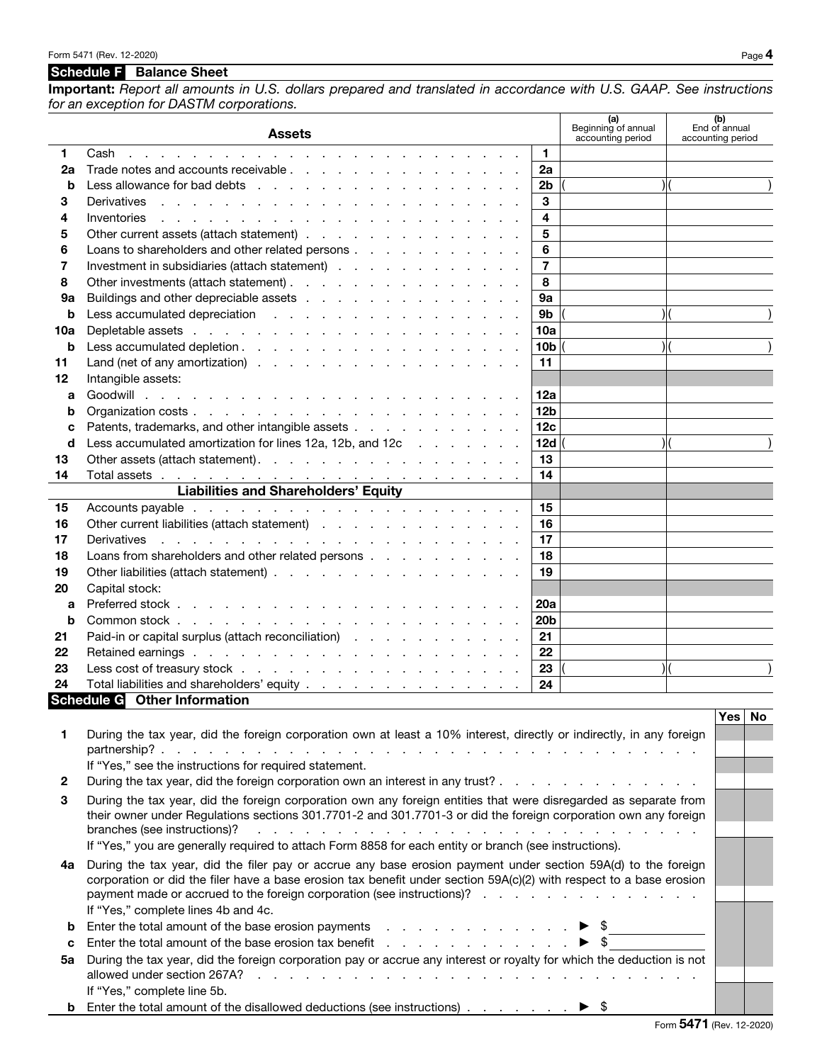## Schedule F Balance Sheet

**Important:** *Report all amounts in U.S. dollars prepared and translated in accordance with U.S. GAAP. See instructions for an exception for DASTM corporations.*

| | Assets | | (a) Beginning of annual accounting period | (b) End of annual accounting period |
|---|---|---|---|---|
| 1 | Cash | 1 | | |
| 2a | Trade notes and accounts receivable | 2a | | |
| b | Less allowance for bad debts | 2b | ( ) | ( ) |
| 3 | Derivatives | 3 | | |
| 4 | Inventories | 4 | | |
| 5 | Other current assets (attach statement) | 5 | | |
| 6 | Loans to shareholders and other related persons | 6 | | |
| 7 | Investment in subsidiaries (attach statement) | 7 | | |
| 8 | Other investments (attach statement) | 8 | | |
| 9a | Buildings and other depreciable assets | 9a | | |
| b | Less accumulated depreciation | 9b | ( ) | ( ) |
| 10a | Depletable assets | 10a | | |
| b | Less accumulated depletion | 10b | ( ) | ( ) |
| 11 | Land (net of any amortization) | 11 | | |
| 12 | Intangible assets: | | | |
| a | Goodwill | 12a | | |
| b | Organization costs | 12b | | |
| c | Patents, trademarks, and other intangible assets | 12c | | |
| d | Less accumulated amortization for lines 12a, 12b, and 12c | 12d | ( ) | ( ) |
| 13 | Other assets (attach statement) | 13 | | |
| 14 | Total assets | 14 | | |
| | **Liabilities and Shareholders' Equity** | | | |
| 15 | Accounts payable | 15 | | |
| 16 | Other current liabilities (attach statement) | 16 | | |
| 17 | Derivatives | 17 | | |
| 18 | Loans from shareholders and other related persons | 18 | | |
| 19 | Other liabilities (attach statement) | 19 | | |
| 20 | Capital stock: | | | |
| a | Preferred stock | 20a | | |
| b | Common stock | 20b | | |
| 21 | Paid-in or capital surplus (attach reconciliation) | 21 | | |
| 22 | Retained earnings | 22 | | |
| 23 | Less cost of treasury stock | 23 | ( ) | ( ) |
| 24 | Total liabilities and shareholders' equity | 24 | | |

## Schedule G Other Information

| | | Yes | No |
|---|---|---|---|
| 1 | During the tax year, did the foreign corporation own at least a 10% interest, directly or indirectly, in any foreign partnership? | | |
| | If "Yes," see the instructions for required statement. | | |
| 2 | During the tax year, did the foreign corporation own an interest in any trust? | | |
| 3 | During the tax year, did the foreign corporation own any foreign entities that were disregarded as separate from their owner under Regulations sections 301.7701-2 and 301.7701-3 or did the foreign corporation own any foreign branches (see instructions)? | | |
| | If "Yes," you are generally required to attach Form 8858 for each entity or branch (see instructions). | | |
| 4a | During the tax year, did the filer pay or accrue any base erosion payment under section 59A(d) to the foreign corporation or did the filer have a base erosion tax benefit under section 59A(c)(2) with respect to a base erosion payment made or accrued to the foreign corporation (see instructions)? | | |
| | If "Yes," complete lines 4b and 4c. | | |
| b | Enter the total amount of the base erosion payments ▶ $ | | |
| c | Enter the total amount of the base erosion tax benefit ▶ $ | | |
| 5a | During the tax year, did the foreign corporation pay or accrue any interest or royalty for which the deduction is not allowed under section 267A? | | |
| | If "Yes," complete line 5b. | | |
| b | Enter the total amount of the disallowed deductions (see instructions) ▶ $ | | |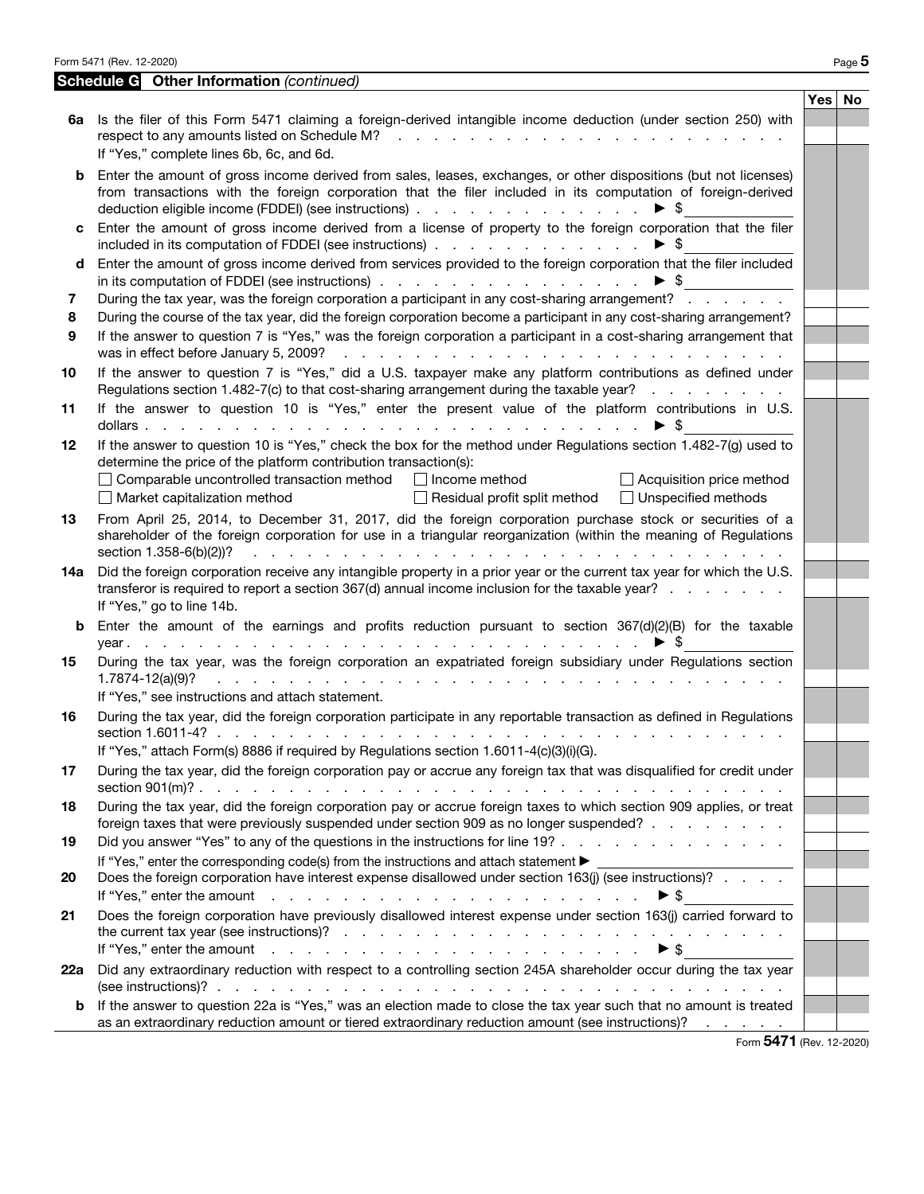## Schedule G Other Information *(continued)*

| | | Yes | No |
|---|---|---|---|
| **6a** | Is the filer of this Form 5471 claiming a foreign-derived intangible income deduction (under section 250) with respect to any amounts listed on Schedule M? If "Yes," complete lines 6b, 6c, and 6d. | | |
| **b** | Enter the amount of gross income derived from sales, leases, exchanges, or other dispositions (but not licenses) from transactions with the foreign corporation that the filer included in its computation of foreign-derived deduction eligible income (FDDEI) (see instructions) ▶ $ | | |
| **c** | Enter the amount of gross income derived from a license of property to the foreign corporation that the filer included in its computation of FDDEI (see instructions) ▶ $ | | |
| **d** | Enter the amount of gross income derived from services provided to the foreign corporation that the filer included in its computation of FDDEI (see instructions) ▶ $ | | |
| **7** | During the tax year, was the foreign corporation a participant in any cost-sharing arrangement? | | |
| **8** | During the course of the tax year, did the foreign corporation become a participant in any cost-sharing arrangement? | | |
| **9** | If the answer to question 7 is "Yes," was the foreign corporation a participant in a cost-sharing arrangement that was in effect before January 5, 2009? | | |
| **10** | If the answer to question 7 is "Yes," did a U.S. taxpayer make any platform contributions as defined under Regulations section 1.482-7(c) to that cost-sharing arrangement during the taxable year? | | |
| **11** | If the answer to question 10 is "Yes," enter the present value of the platform contributions in U.S. dollars ▶ $ | | |
| **12** | If the answer to question 10 is "Yes," check the box for the method under Regulations section 1.482-7(g) used to determine the price of the platform contribution transaction(s): ☐ Comparable uncontrolled transaction method ☐ Income method ☐ Acquisition price method ☐ Market capitalization method ☐ Residual profit split method ☐ Unspecified methods | | |
| **13** | From April 25, 2014, to December 31, 2017, did the foreign corporation purchase stock or securities of a shareholder of the foreign corporation for use in a triangular reorganization (within the meaning of Regulations section 1.358-6(b)(2))? | | |
| **14a** | Did the foreign corporation receive any intangible property in a prior year or the current tax year for which the U.S. transferor is required to report a section 367(d) annual income inclusion for the taxable year? If "Yes," go to line 14b. | | |
| **b** | Enter the amount of the earnings and profits reduction pursuant to section 367(d)(2)(B) for the taxable year ▶ $ | | |
| **15** | During the tax year, was the foreign corporation an expatriated foreign subsidiary under Regulations section 1.7874-12(a)(9)? If "Yes," see instructions and attach statement. | | |
| **16** | During the tax year, did the foreign corporation participate in any reportable transaction as defined in Regulations section 1.6011-4? If "Yes," attach Form(s) 8886 if required by Regulations section 1.6011-4(c)(3)(i)(G). | | |
| **17** | During the tax year, did the foreign corporation pay or accrue any foreign tax that was disqualified for credit under section 901(m)? | | |
| **18** | During the tax year, did the foreign corporation pay or accrue foreign taxes to which section 909 applies, or treat foreign taxes that were previously suspended under section 909 as no longer suspended? | | |
| **19** | Did you answer "Yes" to any of the questions in the instructions for line 19? If "Yes," enter the corresponding code(s) from the instructions and attach statement ▶ | | |
| **20** | Does the foreign corporation have interest expense disallowed under section 163(j) (see instructions)? If "Yes," enter the amount ▶ $ | | |
| **21** | Does the foreign corporation have previously disallowed interest expense under section 163(j) carried forward to the current tax year (see instructions)? If "Yes," enter the amount ▶ $ | | |
| **22a** | Did any extraordinary reduction with respect to a controlling section 245A shareholder occur during the tax year (see instructions)? | | |
| **b** | If the answer to question 22a is "Yes," was an election made to close the tax year such that no amount is treated as an extraordinary reduction amount or tiered extraordinary reduction amount (see instructions)? | | |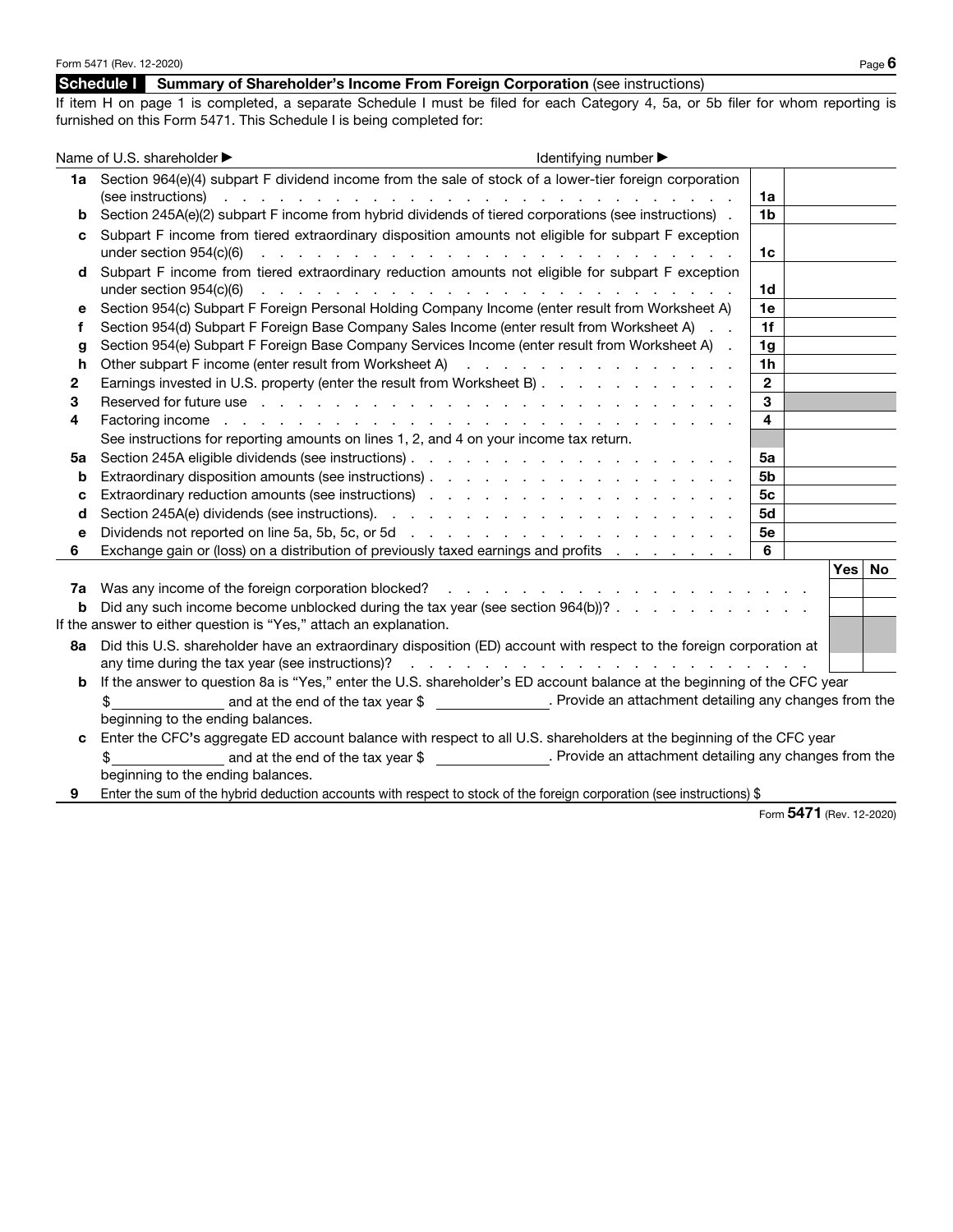## Schedule I Summary of Shareholder's Income From Foreign Corporation (see instructions)

If item H on page 1 is completed, a separate Schedule I must be filed for each Category 4, 5a, or 5b filer for whom reporting is furnished on this Form 5471. This Schedule I is being completed for:

Name of U.S. shareholder ▶ Identifying number ▶

| | | | |
|---|---|---|---|
| **1a** | Section 964(e)(4) subpart F dividend income from the sale of stock of a lower-tier foreign corporation (see instructions) | **1a** | |
| **b** | Section 245A(e)(2) subpart F income from hybrid dividends of tiered corporations (see instructions) | **1b** | |
| **c** | Subpart F income from tiered extraordinary disposition amounts not eligible for subpart F exception under section 954(c)(6) | **1c** | |
| **d** | Subpart F income from tiered extraordinary reduction amounts not eligible for subpart F exception under section 954(c)(6) | **1d** | |
| **e** | Section 954(c) Subpart F Foreign Personal Holding Company Income (enter result from Worksheet A) | **1e** | |
| **f** | Section 954(d) Subpart F Foreign Base Company Sales Income (enter result from Worksheet A) | **1f** | |
| **g** | Section 954(e) Subpart F Foreign Base Company Services Income (enter result from Worksheet A) | **1g** | |
| **h** | Other subpart F income (enter result from Worksheet A) | **1h** | |
| **2** | Earnings invested in U.S. property (enter the result from Worksheet B) | **2** | |
| **3** | Reserved for future use | **3** | |
| **4** | Factoring income | **4** | |
| | See instructions for reporting amounts on lines 1, 2, and 4 on your income tax return. | | |
| **5a** | Section 245A eligible dividends (see instructions) | **5a** | |
| **b** | Extraordinary disposition amounts (see instructions) | **5b** | |
| **c** | Extraordinary reduction amounts (see instructions) | **5c** | |
| **d** | Section 245A(e) dividends (see instructions) | **5d** | |
| **e** | Dividends not reported on line 5a, 5b, 5c, or 5d | **5e** | |
| **6** | Exchange gain or (loss) on a distribution of previously taxed earnings and profits | **6** | |

| | | Yes | No |
|---|---|---|---|
| **7a** | Was any income of the foreign corporation blocked? | | |
| **b** | Did any such income become unblocked during the tax year (see section 964(b))? | | |

If the answer to either question is "Yes," attach an explanation.

| | | Yes | No |
|---|---|---|---|
| **8a** | Did this U.S. shareholder have an extraordinary disposition (ED) account with respect to the foreign corporation at any time during the tax year (see instructions)? | | |

**b** If the answer to question 8a is "Yes," enter the U.S. shareholder's ED account balance at the beginning of the CFC year $\_\_\_\_\_\_\_\_ and at the end of the tax year $\_\_\_\_\_\_\_\_. Provide an attachment detailing any changes from the beginning to the ending balances.

**c** Enter the CFC's aggregate ED account balance with respect to all U.S. shareholders at the beginning of the CFC year $\_\_\_\_\_\_\_\_ and at the end of the tax year $\_\_\_\_\_\_\_\_. Provide an attachment detailing any changes from the beginning to the ending balances.

**9** Enter the sum of the hybrid deduction accounts with respect to stock of the foreign corporation (see instructions) $

Form **5471** (Rev. 12-2020)